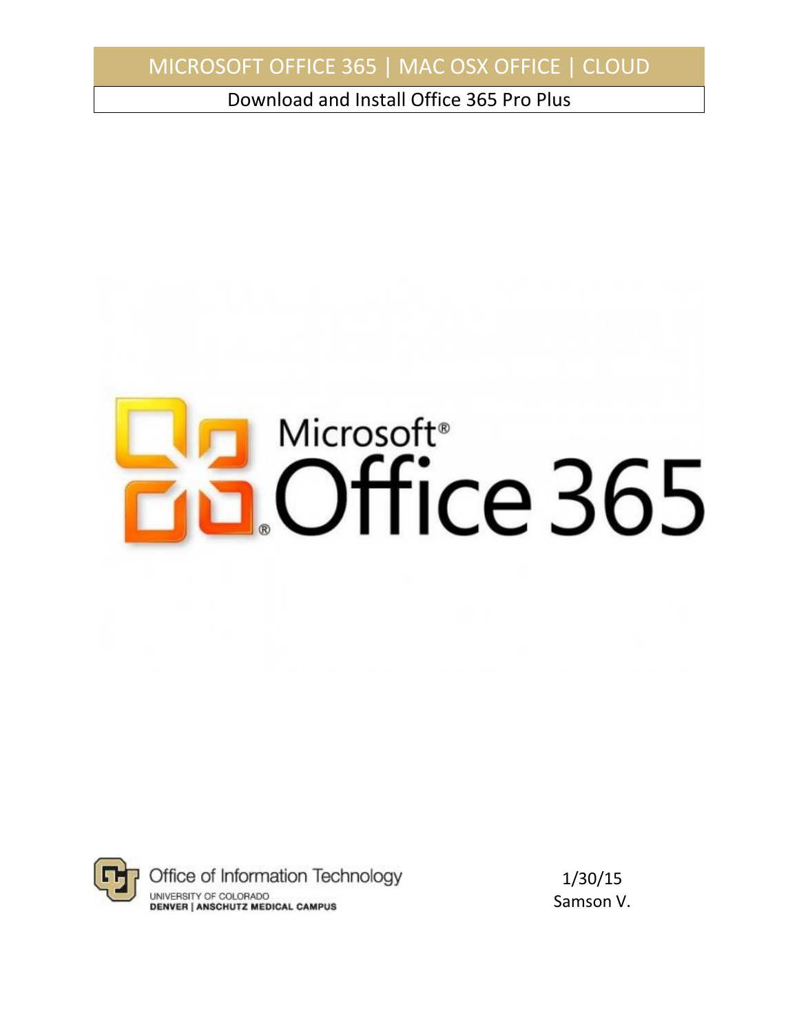# MICROSOFT OFFICE 365 | MAC OSX OFFICE | CLOUD

## Download and Install Office 365 Pro Plus

Microsoft® Office 365

Office of Information Technology
UNIVERSITY OF COLORADO
DENVER | ANSCHUTZ MEDICAL CAMPUS

1/30/15
Samson V.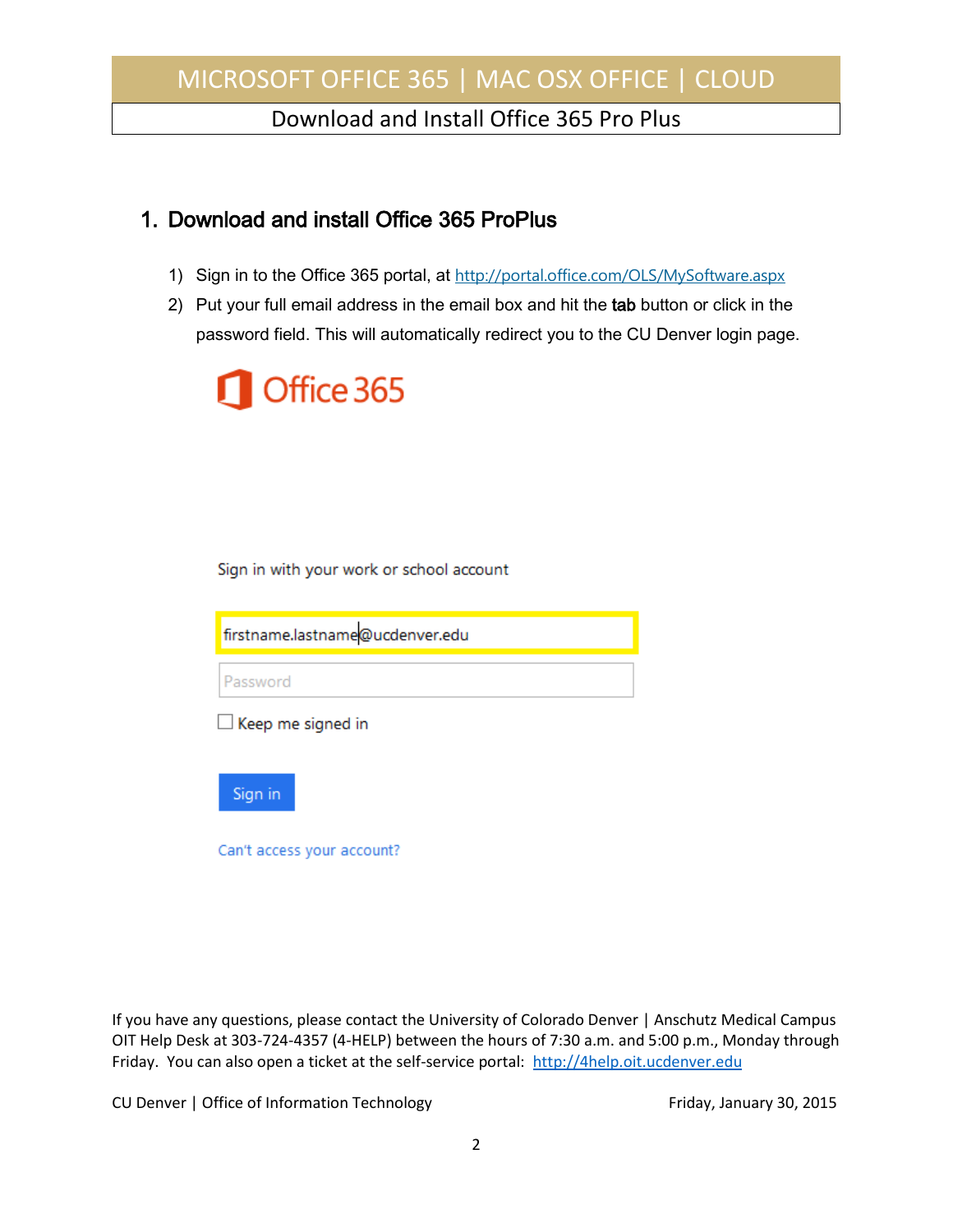## 1. Download and install Office 365 ProPlus

1) Sign in to the Office 365 portal, at http://portal.office.com/OLS/MySoftware.aspx
2) Put your full email address in the email box and hit the **tab** button or click in the password field. This will automatically redirect you to the CU Denver login page.

Office 365

Sign in with your work or school account

firstname.lastname@ucdenver.edu

Password

Keep me signed in

Sign in

Can't access your account?

If you have any questions, please contact the University of Colorado Denver | Anschutz Medical Campus OIT Help Desk at 303-724-4357 (4-HELP) between the hours of 7:30 a.m. and 5:00 p.m., Monday through Friday. You can also open a ticket at the self-service portal: http://4help.oit.ucdenver.edu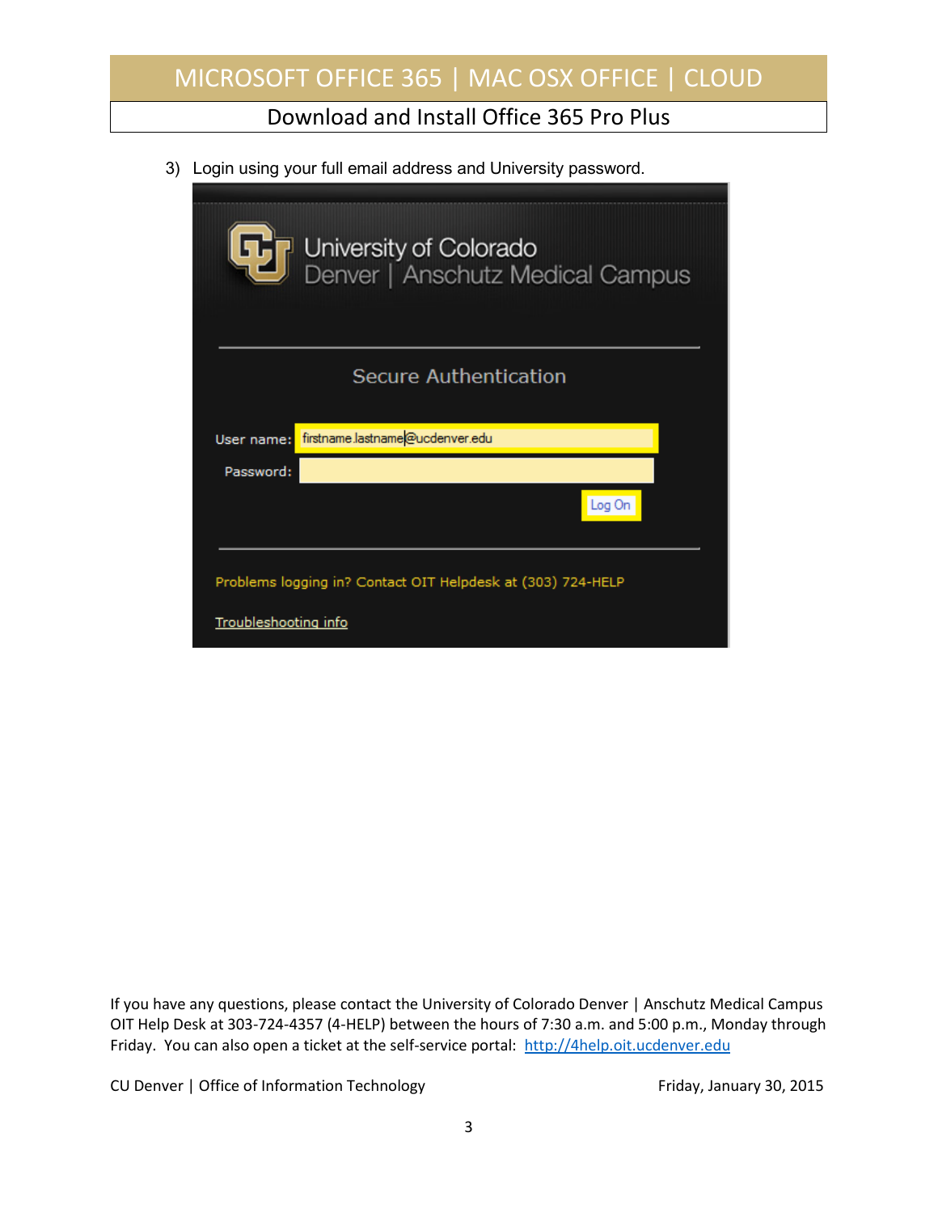3) Login using your full email address and University password.

University of Colorado
Denver | Anschutz Medical Campus

Secure Authentication

User name: firstname.lastname@ucdenver.edu

Password:

Log On

Problems logging in? Contact OIT Helpdesk at (303) 724-HELP

Troubleshooting info

If you have any questions, please contact the University of Colorado Denver | Anschutz Medical Campus OIT Help Desk at 303-724-4357 (4-HELP) between the hours of 7:30 a.m. and 5:00 p.m., Monday through Friday. You can also open a ticket at the self-service portal: http://4help.oit.ucdenver.edu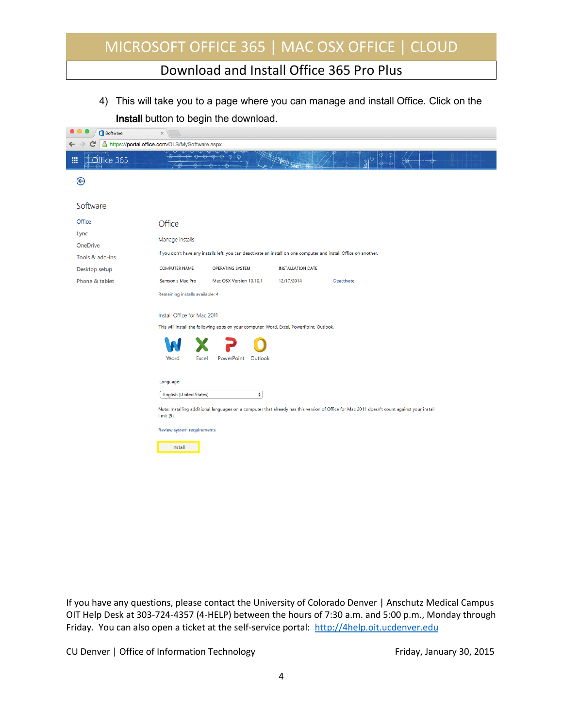4) This will take you to a page where you can manage and install Office. Click on the **Install** button to begin the download.

Software

- Office
- Lync
- OneDrive
- Tools & add-ins
- Desktop setup
- Phone & tablet

Office

Manage installs

If you don't have any installs left, you can deactivate an install on one computer and install Office on another.

| COMPUTER NAME | OPERATING SYSTEM | INSTALLATION DATE | |
|---|---|---|---|
| Samson's Mac Pro | Mac OSX Version 10.10.1 | 12/17/2014 | Deactivate |

Remaining installs available: 4

Install Office for Mac 2011

This will install the following apps on your computer: Word, Excel, PowerPoint, Outlook.

Word Excel PowerPoint Outlook

Language:

English (United States)

Note: Installing additional languages on a computer that already has this version of Office for Mac 2011 doesn't count against your install limit (5).

Review system requirements

Install

If you have any questions, please contact the University of Colorado Denver | Anschutz Medical Campus OIT Help Desk at 303-724-4357 (4-HELP) between the hours of 7:30 a.m. and 5:00 p.m., Monday through Friday. You can also open a ticket at the self-service portal: http://4help.oit.ucdenver.edu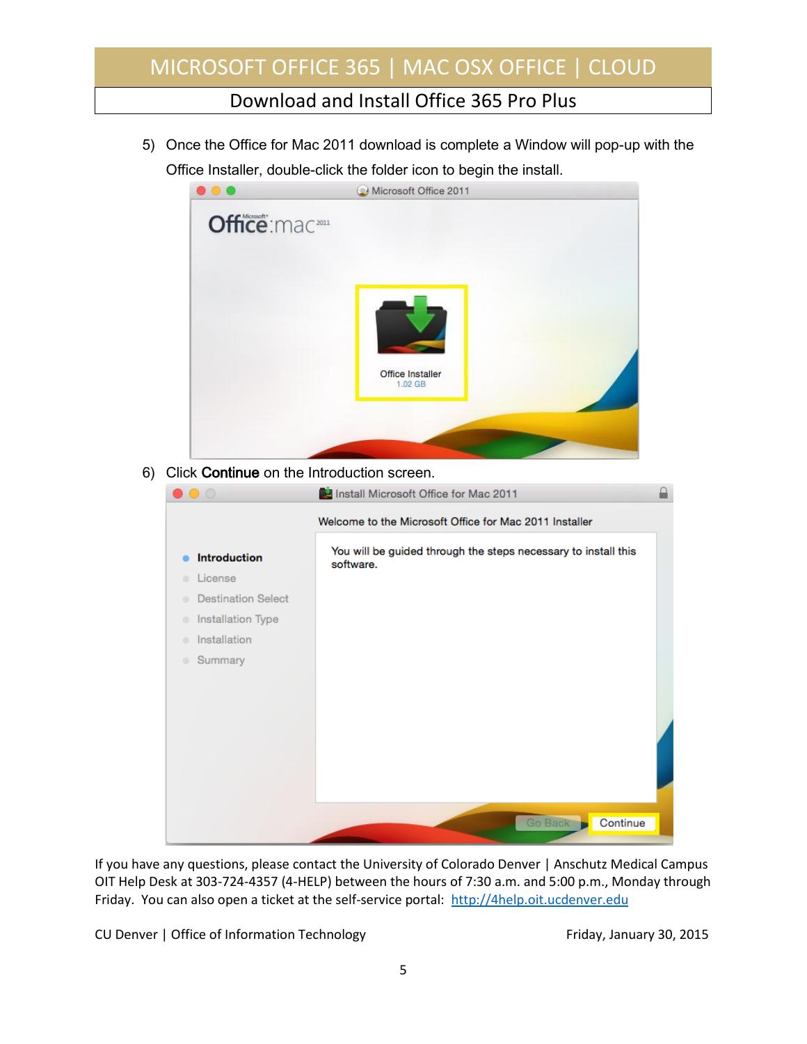5) Once the Office for Mac 2011 download is complete a Window will pop-up with the Office Installer, double-click the folder icon to begin the install.

6) Click **Continue** on the Introduction screen.

If you have any questions, please contact the University of Colorado Denver | Anschutz Medical Campus OIT Help Desk at 303-724-4357 (4-HELP) between the hours of 7:30 a.m. and 5:00 p.m., Monday through Friday. You can also open a ticket at the self-service portal: [http://4help.oit.ucdenver.edu](http://4help.oit.ucdenver.edu)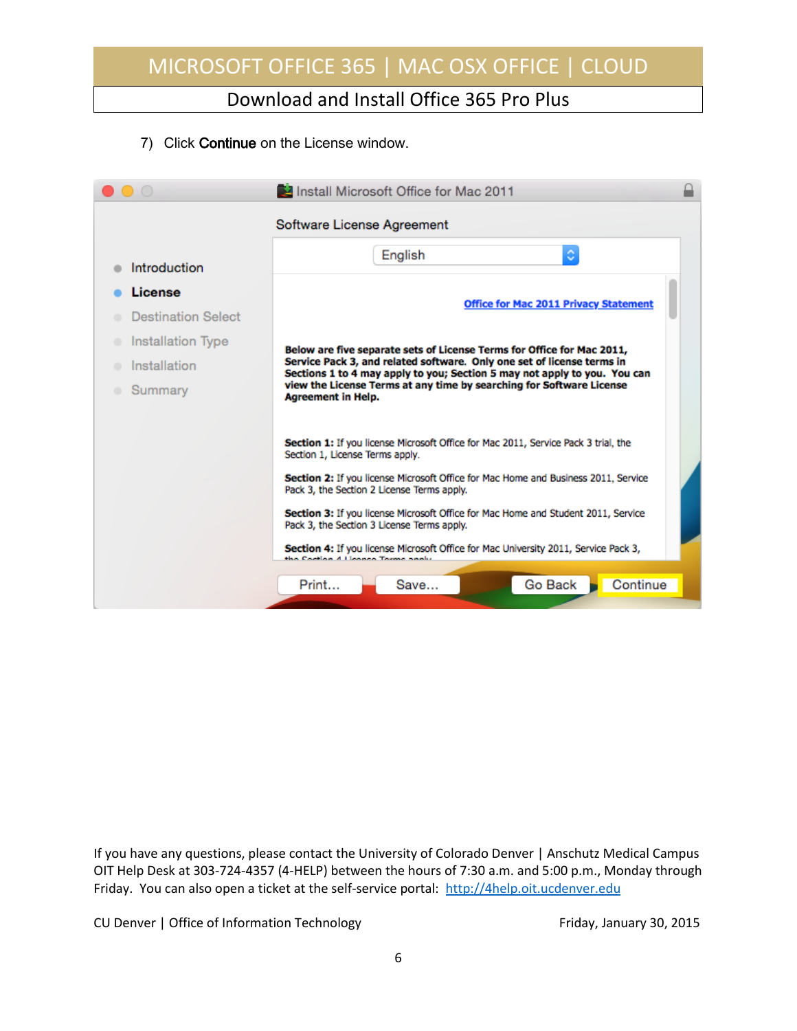7) Click **Continue** on the License window.

If you have any questions, please contact the University of Colorado Denver | Anschutz Medical Campus OIT Help Desk at 303-724-4357 (4-HELP) between the hours of 7:30 a.m. and 5:00 p.m., Monday through Friday. You can also open a ticket at the self-service portal: http://4help.oit.ucdenver.edu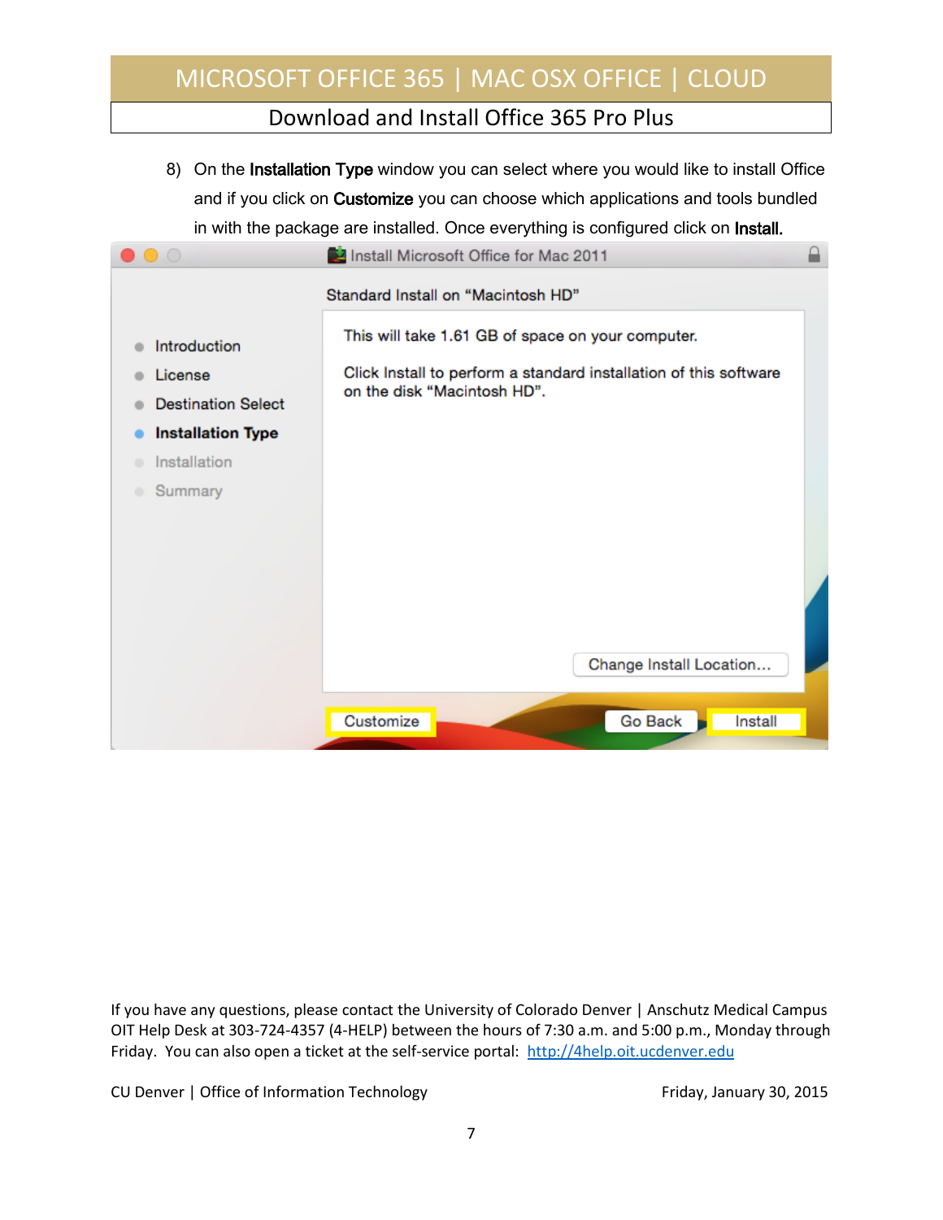8) On the **Installation Type** window you can select where you would like to install Office and if you click on **Customize** you can choose which applications and tools bundled in with the package are installed. Once everything is configured click on **Install.**

If you have any questions, please contact the University of Colorado Denver | Anschutz Medical Campus OIT Help Desk at 303-724-4357 (4-HELP) between the hours of 7:30 a.m. and 5:00 p.m., Monday through Friday. You can also open a ticket at the self-service portal: [http://4help.oit.ucdenver.edu](http://4help.oit.ucdenver.edu)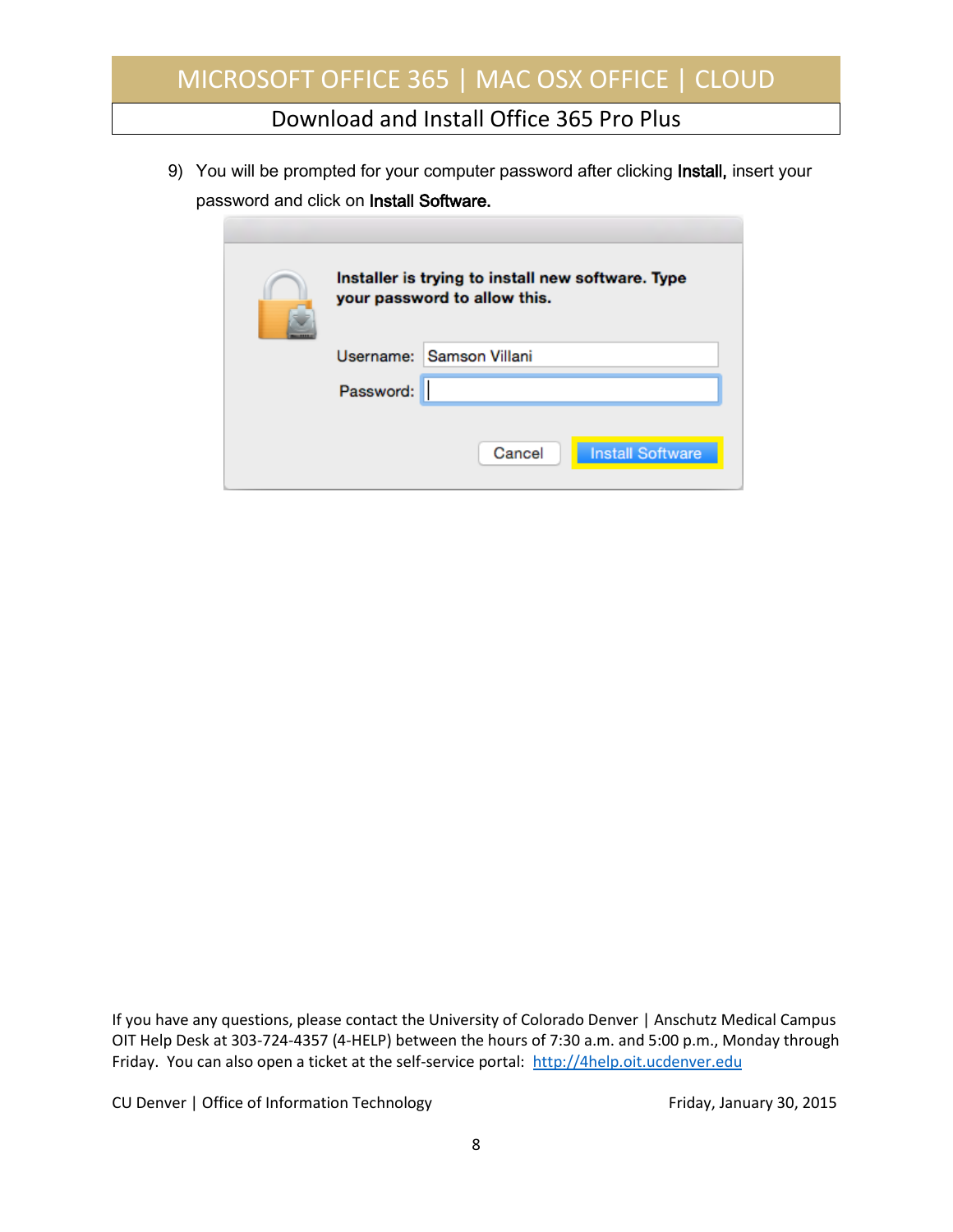9) You will be prompted for your computer password after clicking **Install,** insert your password and click on **Install Software.**

If you have any questions, please contact the University of Colorado Denver | Anschutz Medical Campus OIT Help Desk at 303-724-4357 (4-HELP) between the hours of 7:30 a.m. and 5:00 p.m., Monday through Friday. You can also open a ticket at the self-service portal: http://4help.oit.ucdenver.edu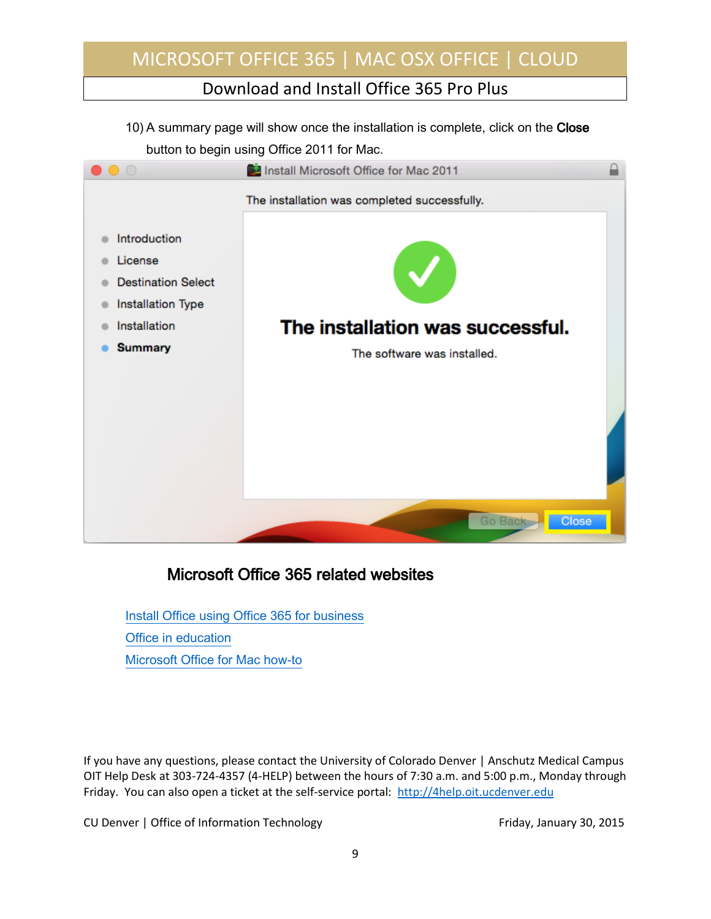10) A summary page will show once the installation is complete, click on the **Close** button to begin using Office 2011 for Mac.

## Microsoft Office 365 related websites

[Install Office using Office 365 for business]()

[Office in education]()

[Microsoft Office for Mac how-to]()

If you have any questions, please contact the University of Colorado Denver | Anschutz Medical Campus OIT Help Desk at 303-724-4357 (4-HELP) between the hours of 7:30 a.m. and 5:00 p.m., Monday through Friday. You can also open a ticket at the self-service portal: http://4help.oit.ucdenver.edu